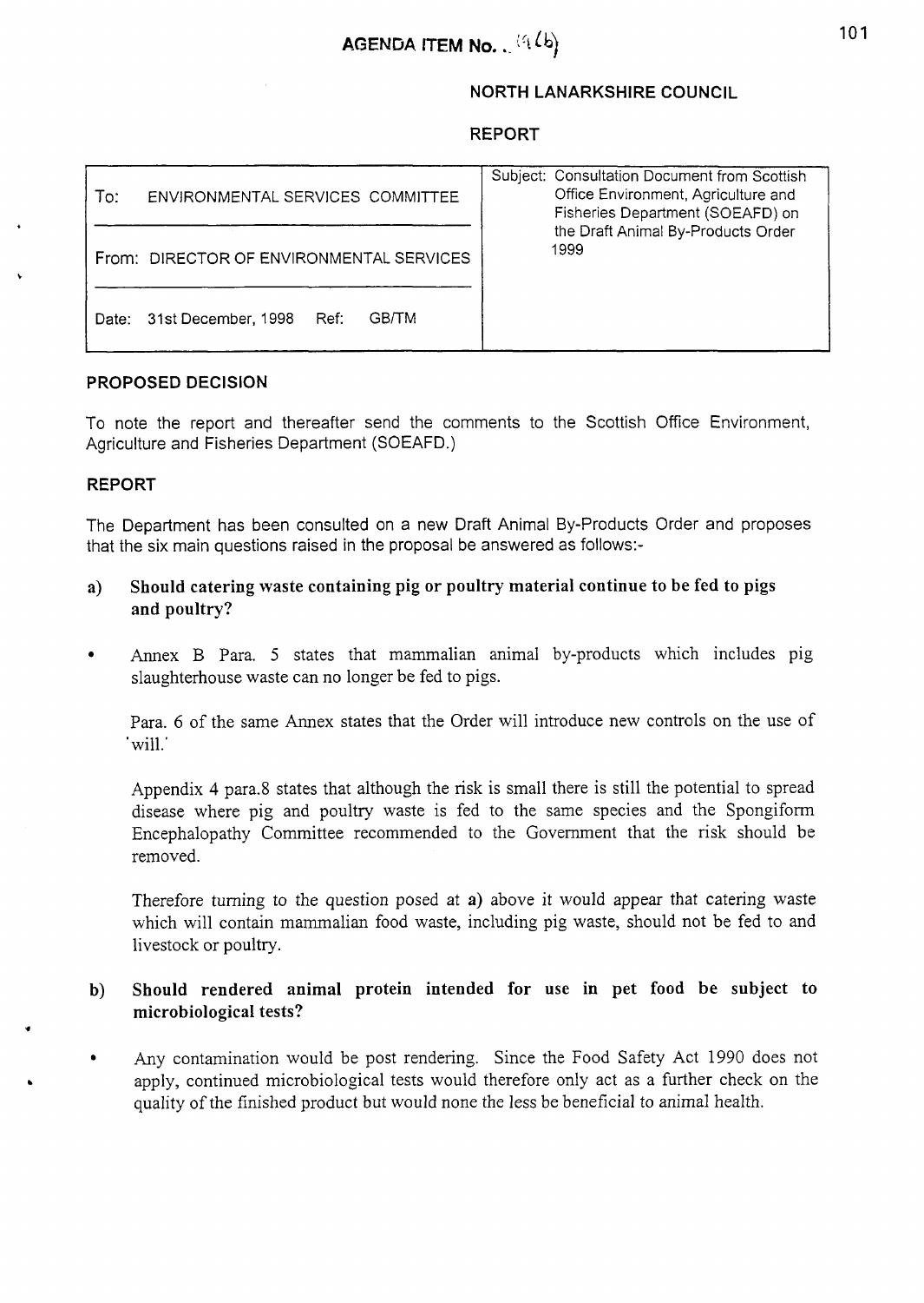# AGENDA ITEM No. (4(b)

## NORTH LANARKSHIRE COUNCIL

## REPORT

| To: ENVIRONMENTAL SERVICES COMMITTEE | Subject: Consultation Document from Scottish Office Environment, Agriculture and Fisheries Department (SOEAFD) on the Draft Animal By-Products Order 1999 |
|---|---|
| From: DIRECTOR OF ENVIRONMENTAL SERVICES | |
| Date: 31st December, 1998 Ref: GB/TM | |

### PROPOSED DECISION

To note the report and thereafter send the comments to the Scottish Office Environment, Agriculture and Fisheries Department (SOEAFD.)

### REPORT

The Department has been consulted on a new Draft Animal By-Products Order and proposes that the six main questions raised in the proposal be answered as follows:-

**a) Should catering waste containing pig or poultry material continue to be fed to pigs and poultry?**

- Annex B Para. 5 states that mammalian animal by-products which includes pig slaughterhouse waste can no longer be fed to pigs.

  Para. 6 of the same Annex states that the Order will introduce new controls on the use of 'will.'

  Appendix 4 para.8 states that although the risk is small there is still the potential to spread disease where pig and poultry waste is fed to the same species and the Spongiform Encephalopathy Committee recommended to the Government that the risk should be removed.

  Therefore turning to the question posed at **a)** above it would appear that catering waste which will contain mammalian food waste, including pig waste, should not be fed to and livestock or poultry.

**b) Should rendered animal protein intended for use in pet food be subject to microbiological tests?**

- Any contamination would be post rendering. Since the Food Safety Act 1990 does not apply, continued microbiological tests would therefore only act as a further check on the quality of the finished product but would none the less be beneficial to animal health.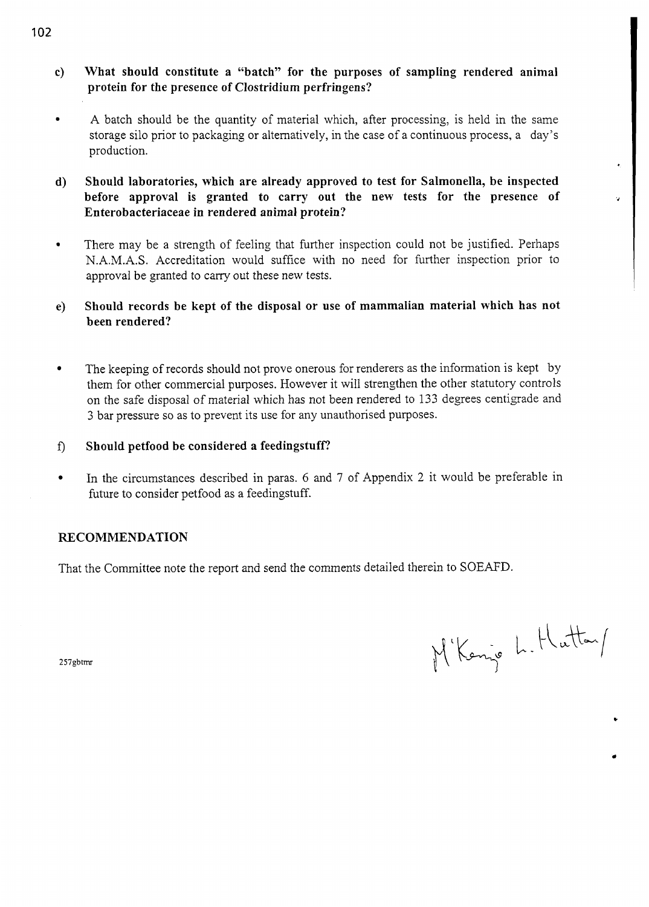c) **What should constitute a "batch" for the purposes of sampling rendered animal protein for the presence of Clostridium perfringens?**

- A batch should be the quantity of material which, after processing, is held in the same storage silo prior to packaging or alternatively, in the case of a continuous process, a day's production.

d) **Should laboratories, which are already approved to test for Salmonella, be inspected before approval is granted to carry out the new tests for the presence of Enterobacteriaceae in rendered animal protein?**

- There may be a strength of feeling that further inspection could not be justified. Perhaps N.A.M.A.S. Accreditation would suffice with no need for further inspection prior to approval be granted to carry out these new tests.

e) **Should records be kept of the disposal or use of mammalian material which has not been rendered?**

- The keeping of records should not prove onerous for renderers as the information is kept by them for other commercial purposes. However it will strengthen the other statutory controls on the safe disposal of material which has not been rendered to 133 degrees centigrade and 3 bar pressure so as to prevent its use for any unauthorised purposes.

f) **Should petfood be considered a feedingstuff?**

- In the circumstances described in paras. 6 and 7 of Appendix 2 it would be preferable in future to consider petfood as a feedingstuff.

## RECOMMENDATION

That the Committee note the report and send the comments detailed therein to SOEAFD.

257gbtmr

M'Kenzie L. Hutton